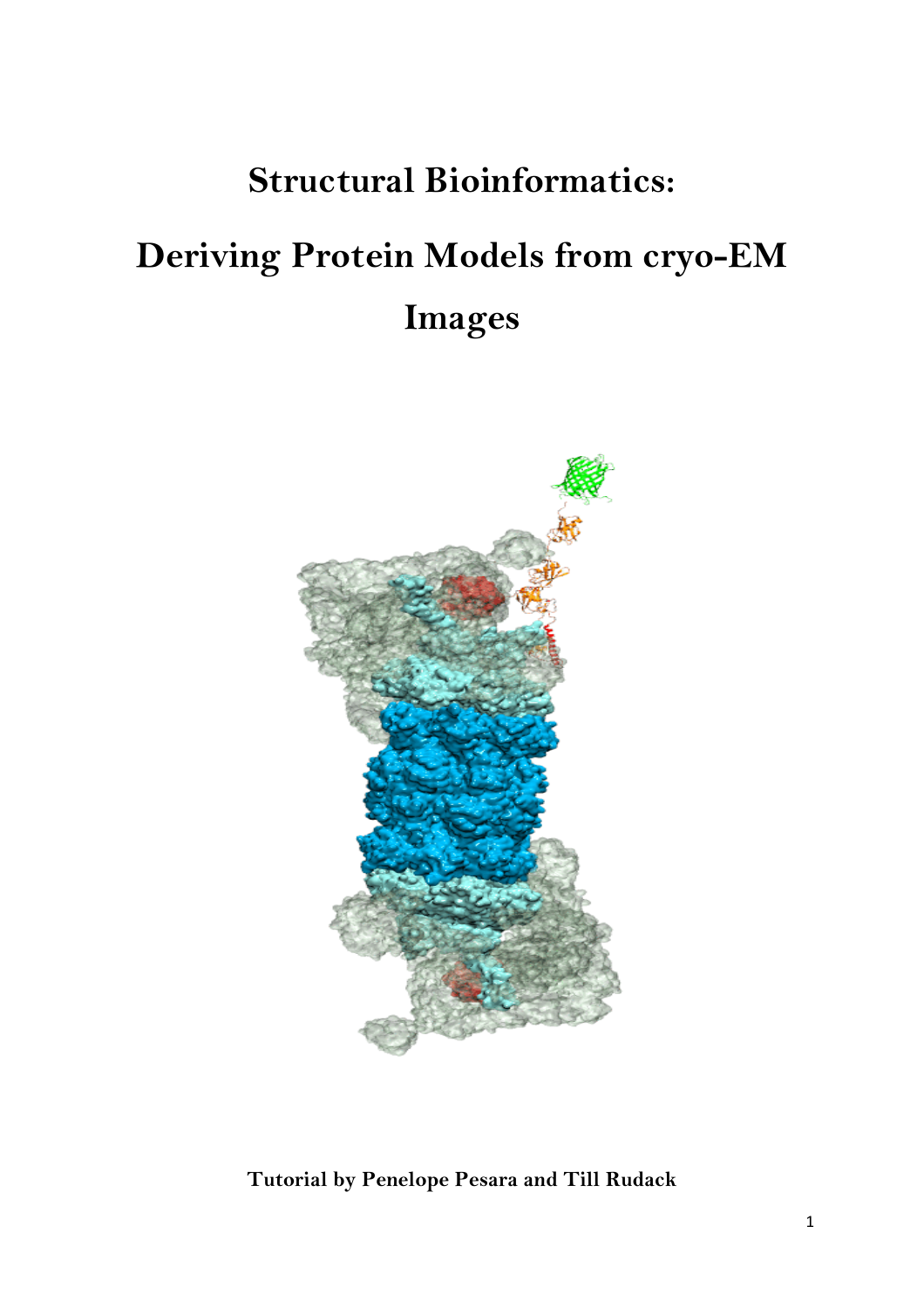# Structural Bioinformatics:

# Deriving Protein Models from cryo-EM Images

**Tutorial by Penelope Pesara and Till Rudack**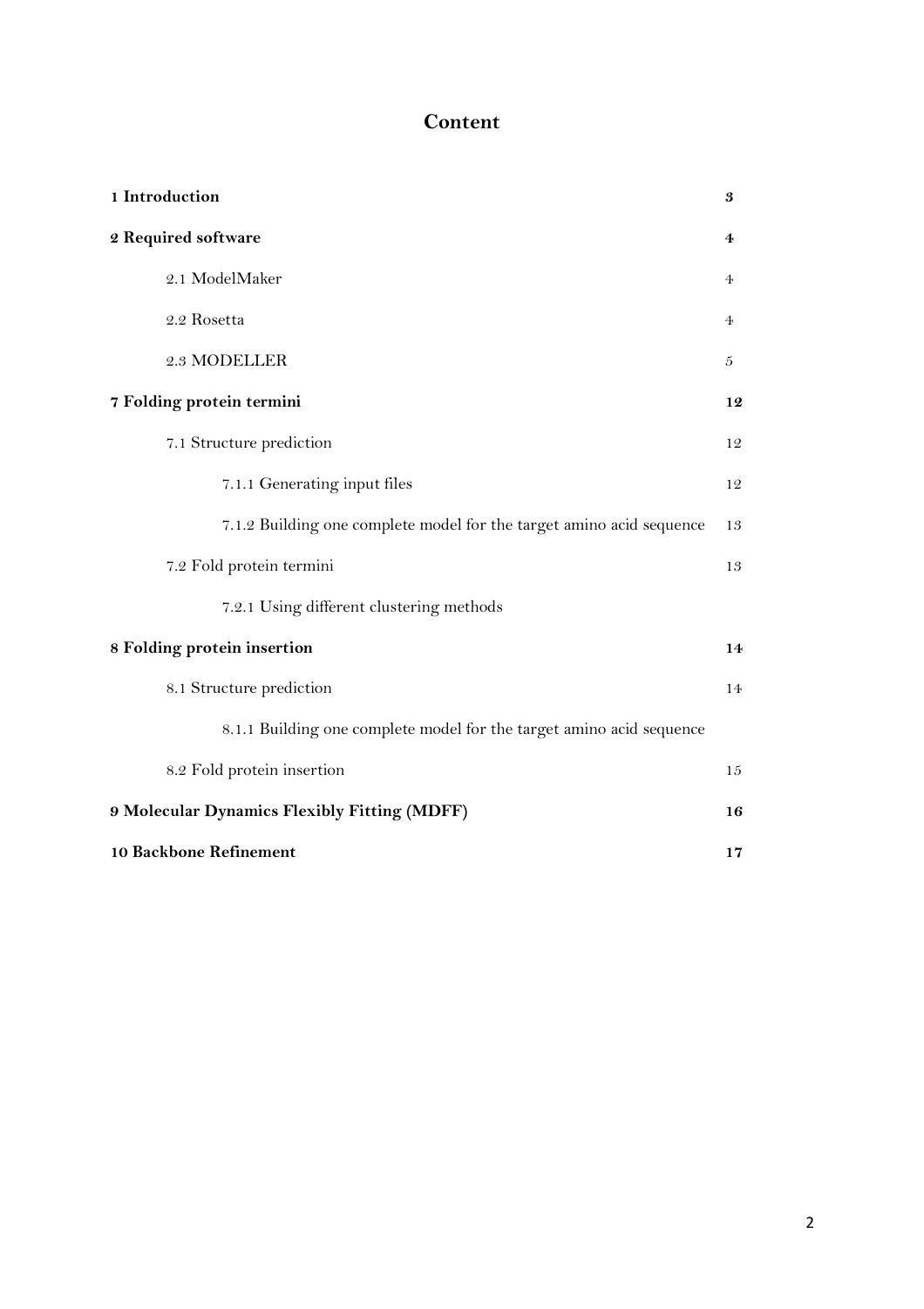# Content

| | |
|---|---|
| **1 Introduction** | **3** |
| **2 Required software** | **4** |
| 2.1 ModelMaker | 4 |
| 2.2 Rosetta | 4 |
| 2.3 MODELLER | 5 |
| **7 Folding protein termini** | **12** |
| 7.1 Structure prediction | 12 |
| 7.1.1 Generating input files | 12 |
| 7.1.2 Building one complete model for the target amino acid sequence | 13 |
| 7.2 Fold protein termini | 13 |
| 7.2.1 Using different clustering methods | |
| **8 Folding protein insertion** | **14** |
| 8.1 Structure prediction | 14 |
| 8.1.1 Building one complete model for the target amino acid sequence | |
| 8.2 Fold protein insertion | 15 |
| **9 Molecular Dynamics Flexibly Fitting (MDFF)** | **16** |
| **10 Backbone Refinement** | **17** |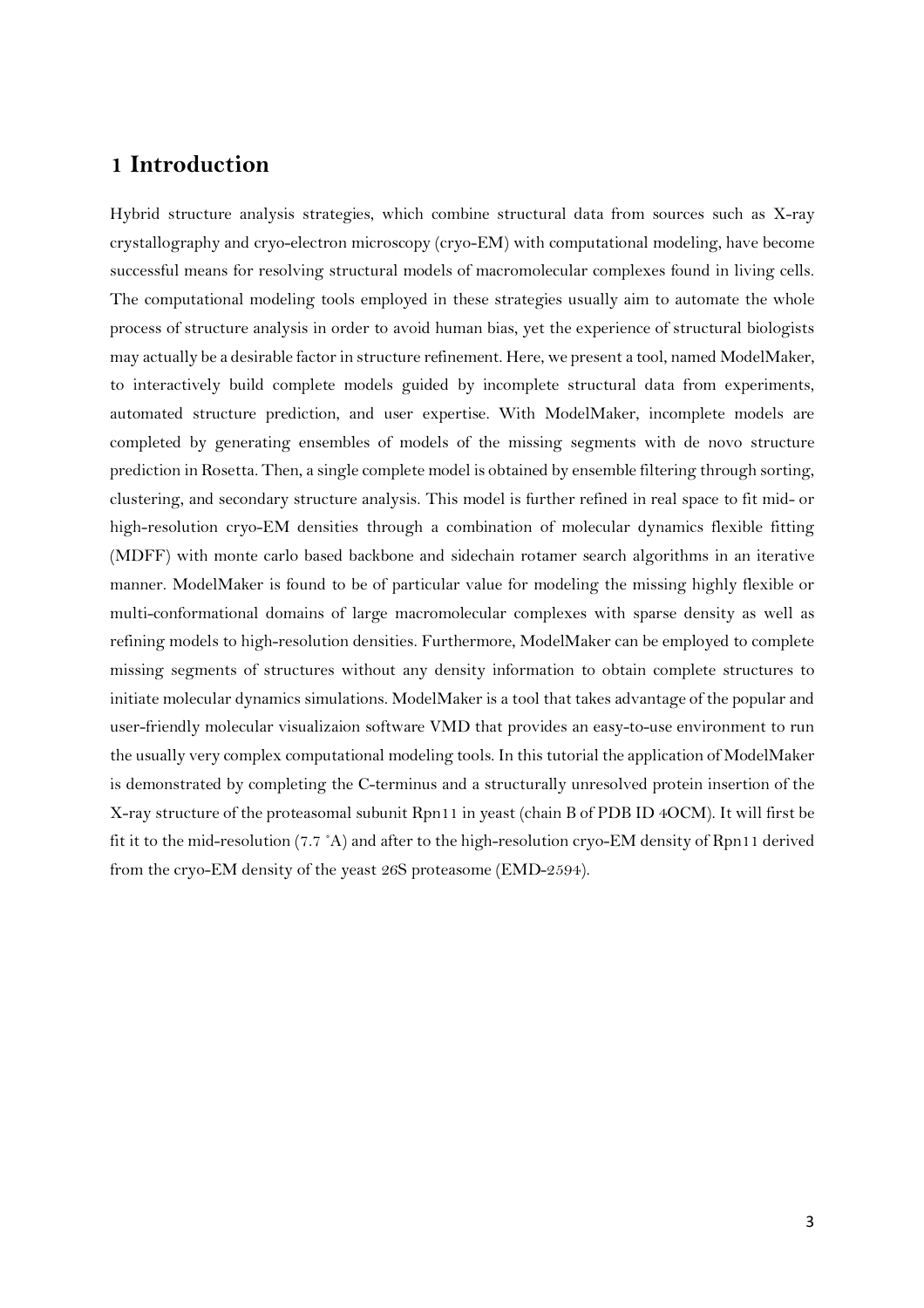# 1 Introduction

Hybrid structure analysis strategies, which combine structural data from sources such as X-ray crystallography and cryo-electron microscopy (cryo-EM) with computational modeling, have become successful means for resolving structural models of macromolecular complexes found in living cells. The computational modeling tools employed in these strategies usually aim to automate the whole process of structure analysis in order to avoid human bias, yet the experience of structural biologists may actually be a desirable factor in structure refinement. Here, we present a tool, named ModelMaker, to interactively build complete models guided by incomplete structural data from experiments, automated structure prediction, and user expertise. With ModelMaker, incomplete models are completed by generating ensembles of models of the missing segments with de novo structure prediction in Rosetta. Then, a single complete model is obtained by ensemble filtering through sorting, clustering, and secondary structure analysis. This model is further refined in real space to fit mid- or high-resolution cryo-EM densities through a combination of molecular dynamics flexible fitting (MDFF) with monte carlo based backbone and sidechain rotamer search algorithms in an iterative manner. ModelMaker is found to be of particular value for modeling the missing highly flexible or multi-conformational domains of large macromolecular complexes with sparse density as well as refining models to high-resolution densities. Furthermore, ModelMaker can be employed to complete missing segments of structures without any density information to obtain complete structures to initiate molecular dynamics simulations. ModelMaker is a tool that takes advantage of the popular and user-friendly molecular visualizaion software VMD that provides an easy-to-use environment to run the usually very complex computational modeling tools. In this tutorial the application of ModelMaker is demonstrated by completing the C-terminus and a structurally unresolved protein insertion of the X-ray structure of the proteasomal subunit Rpn11 in yeast (chain B of PDB ID 4OCM). It will first be fit it to the mid-resolution (7.7 Å) and after to the high-resolution cryo-EM density of Rpn11 derived from the cryo-EM density of the yeast 26S proteasome (EMD-2594).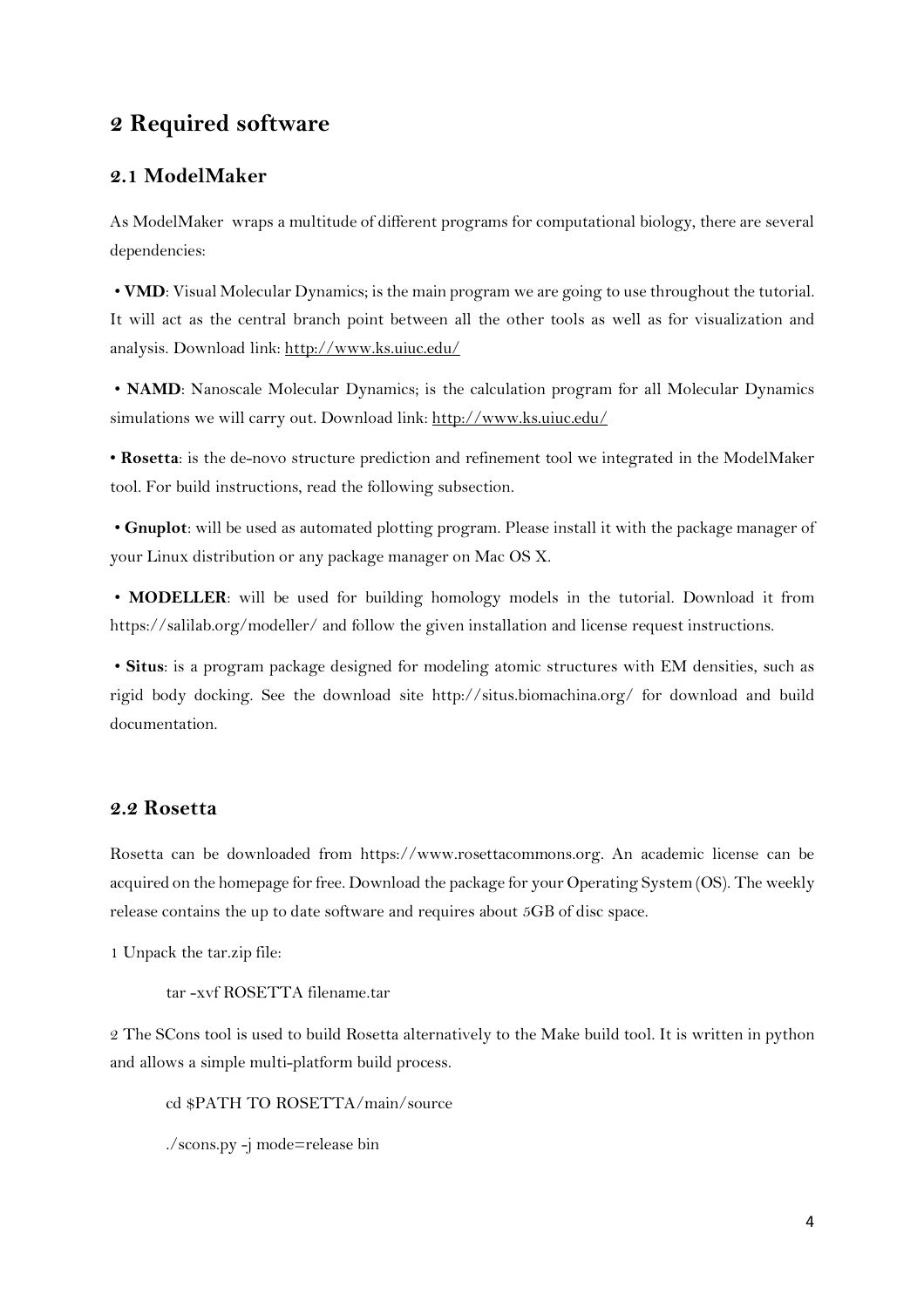# 2 Required software

## 2.1 ModelMaker

As ModelMaker wraps a multitude of different programs for computational biology, there are several dependencies:

• **VMD**: Visual Molecular Dynamics; is the main program we are going to use throughout the tutorial. It will act as the central branch point between all the other tools as well as for visualization and analysis. Download link: http://www.ks.uiuc.edu/

• **NAMD**: Nanoscale Molecular Dynamics; is the calculation program for all Molecular Dynamics simulations we will carry out. Download link: http://www.ks.uiuc.edu/

• **Rosetta**: is the de-novo structure prediction and refinement tool we integrated in the ModelMaker tool. For build instructions, read the following subsection.

• **Gnuplot**: will be used as automated plotting program. Please install it with the package manager of your Linux distribution or any package manager on Mac OS X.

• **MODELLER**: will be used for building homology models in the tutorial. Download it from https://salilab.org/modeller/ and follow the given installation and license request instructions.

• **Situs**: is a program package designed for modeling atomic structures with EM densities, such as rigid body docking. See the download site http://situs.biomachina.org/ for download and build documentation.

## 2.2 Rosetta

Rosetta can be downloaded from https://www.rosettacommons.org. An academic license can be acquired on the homepage for free. Download the package for your Operating System (OS). The weekly release contains the up to date software and requires about 5GB of disc space.

1 Unpack the tar.zip file:

```
tar -xvf ROSETTA filename.tar
```

2 The SCons tool is used to build Rosetta alternatively to the Make build tool. It is written in python and allows a simple multi-platform build process.

```
cd $PATH TO ROSETTA/main/source

./scons.py -j mode=release bin
```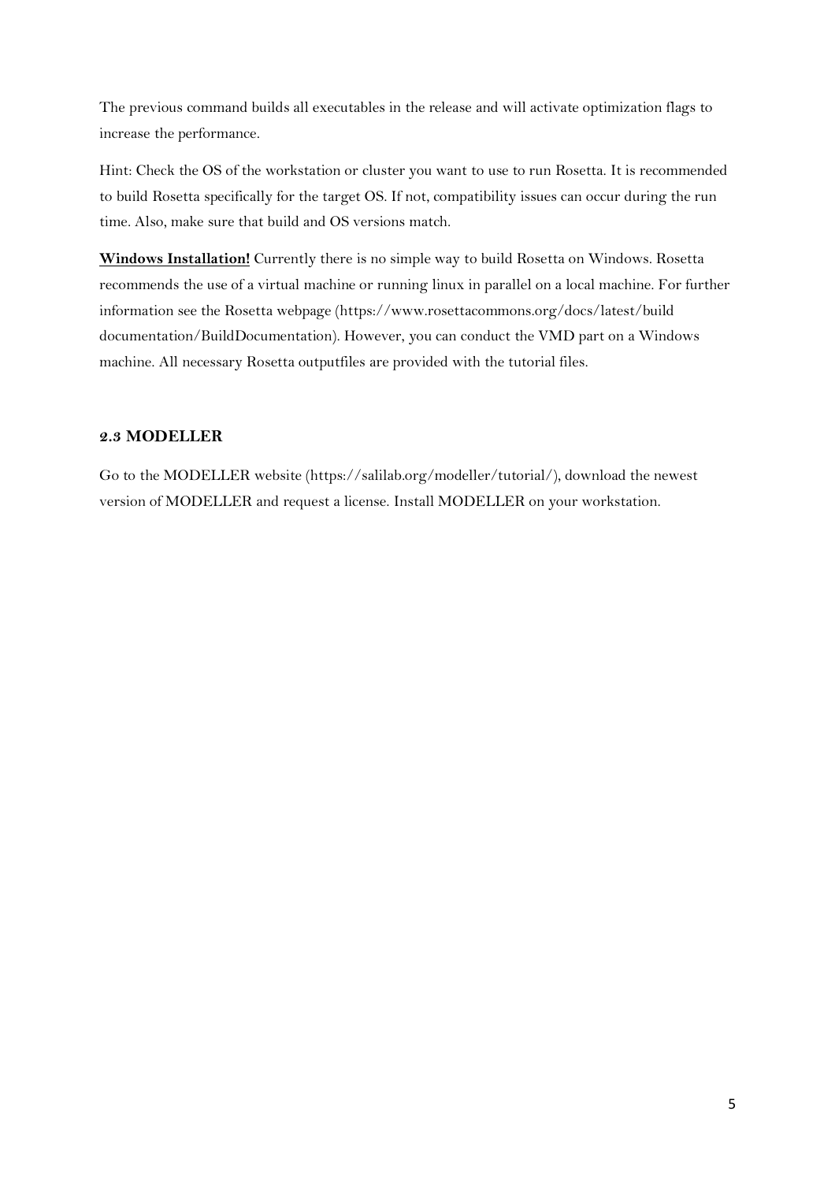The previous command builds all executables in the release and will activate optimization flags to increase the performance.

Hint: Check the OS of the workstation or cluster you want to use to run Rosetta. It is recommended to build Rosetta specifically for the target OS. If not, compatibility issues can occur during the run time. Also, make sure that build and OS versions match.

**Windows Installation!** Currently there is no simple way to build Rosetta on Windows. Rosetta recommends the use of a virtual machine or running linux in parallel on a local machine. For further information see the Rosetta webpage (https://www.rosettacommons.org/docs/latest/build documentation/BuildDocumentation). However, you can conduct the VMD part on a Windows machine. All necessary Rosetta outputfiles are provided with the tutorial files.

### 2.3 MODELLER

Go to the MODELLER website (https://salilab.org/modeller/tutorial/), download the newest version of MODELLER and request a license. Install MODELLER on your workstation.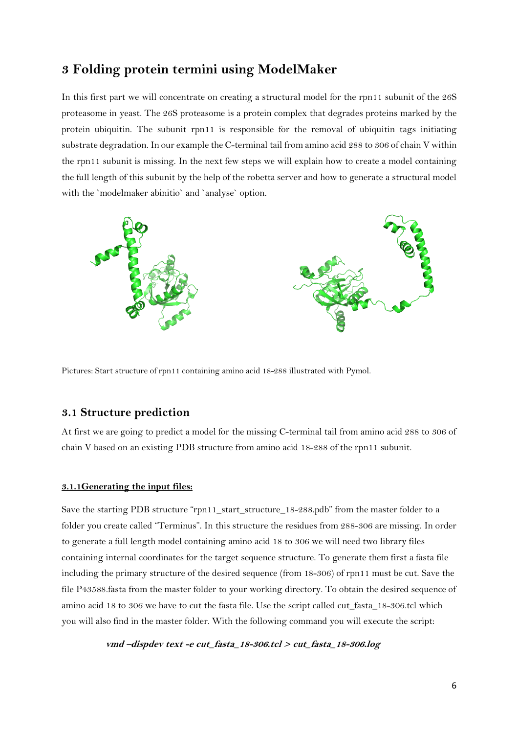## 3 Folding protein termini using ModelMaker

In this first part we will concentrate on creating a structural model for the rpn11 subunit of the 26S proteasome in yeast. The 26S proteasome is a protein complex that degrades proteins marked by the protein ubiquitin. The subunit rpn11 is responsible for the removal of ubiquitin tags initiating substrate degradation. In our example the C-terminal tail from amino acid 288 to 306 of chain V within the rpn11 subunit is missing. In the next few steps we will explain how to create a model containing the full length of this subunit by the help of the robetta server and how to generate a structural model with the `modelmaker abinitio` and `analyse` option.

Pictures: Start structure of rpn11 containing amino acid 18-288 illustrated with Pymol.

### 3.1 Structure prediction

At first we are going to predict a model for the missing C-terminal tail from amino acid 288 to 306 of chain V based on an existing PDB structure from amino acid 18-288 of the rpn11 subunit.

#### 3.1.1Generating the input files:

Save the starting PDB structure "rpn11_start_structure_18-288.pdb" from the master folder to a folder you create called "Terminus". In this structure the residues from 288-306 are missing. In order to generate a full length model containing amino acid 18 to 306 we will need two library files containing internal coordinates for the target sequence structure. To generate them first a fasta file including the primary structure of the desired sequence (from 18-306) of rpn11 must be cut. Save the file P43588.fasta from the master folder to your working directory. To obtain the desired sequence of amino acid 18 to 306 we have to cut the fasta file. Use the script called cut_fasta_18-306.tcl which you will also find in the master folder. With the following command you will execute the script:

```
vmd –dispdev text -e cut_fasta_18-306.tcl > cut_fasta_18-306.log
```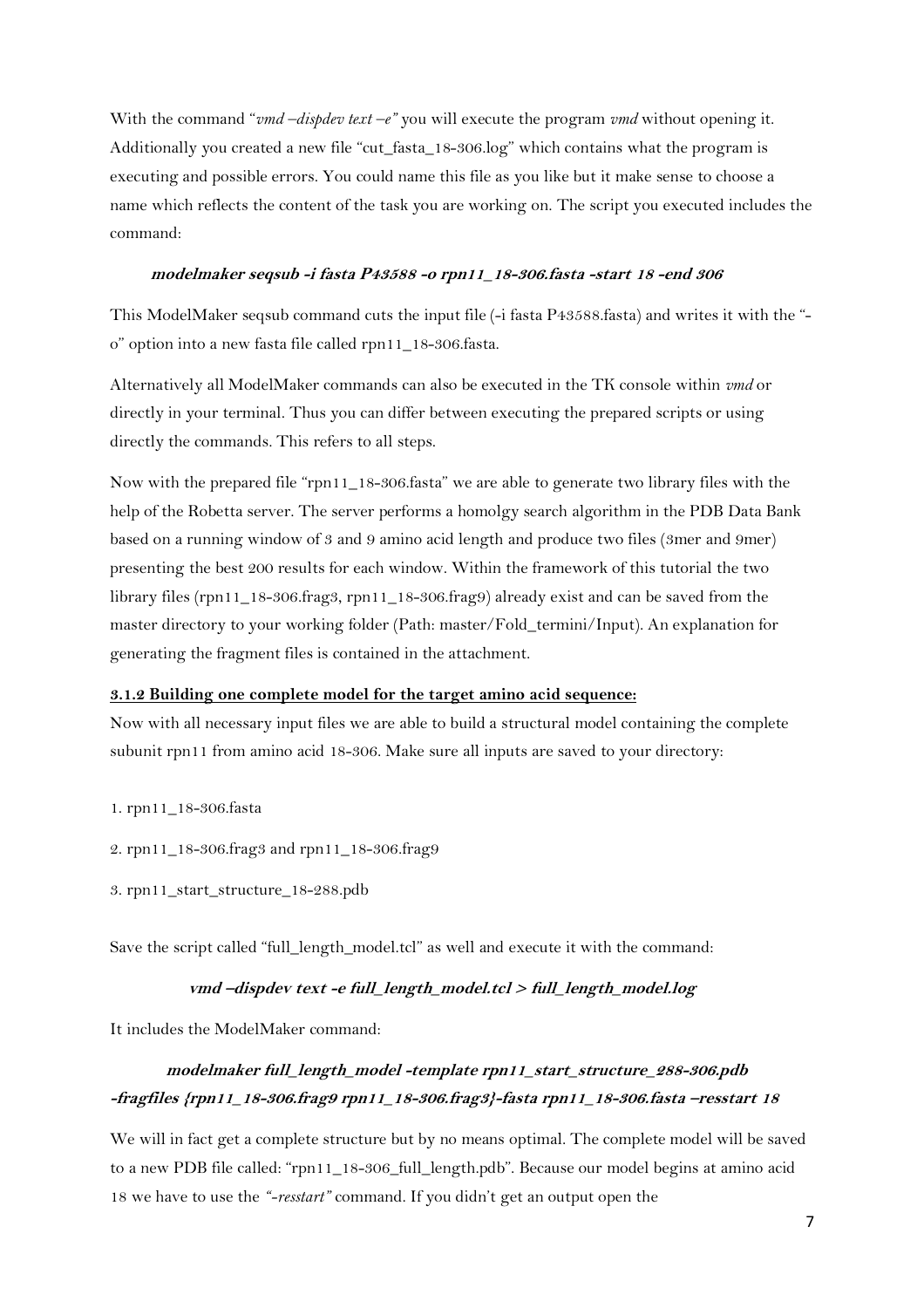With the command "*vmd –dispdev text –e"* you will execute the program *vmd* without opening it. Additionally you created a new file "cut_fasta_18-306.log" which contains what the program is executing and possible errors. You could name this file as you like but it make sense to choose a name which reflects the content of the task you are working on. The script you executed includes the command:

***modelmaker seqsub -i fasta P43588 -o rpn11_18-306.fasta -start 18 -end 306***

This ModelMaker seqsub command cuts the input file (-i fasta P43588.fasta) and writes it with the "-o" option into a new fasta file called rpn11_18-306.fasta.

Alternatively all ModelMaker commands can also be executed in the TK console within *vmd* or directly in your terminal. Thus you can differ between executing the prepared scripts or using directly the commands. This refers to all steps.

Now with the prepared file "rpn11_18-306.fasta" we are able to generate two library files with the help of the Robetta server. The server performs a homolgy search algorithm in the PDB Data Bank based on a running window of 3 and 9 amino acid length and produce two files (3mer and 9mer) presenting the best 200 results for each window. Within the framework of this tutorial the two library files (rpn11_18-306.frag3, rpn11_18-306.frag9) already exist and can be saved from the master directory to your working folder (Path: master/Fold_termini/Input). An explanation for generating the fragment files is contained in the attachment.

**3.1.2 Building one complete model for the target amino acid sequence:**

Now with all necessary input files we are able to build a structural model containing the complete subunit rpn11 from amino acid 18-306. Make sure all inputs are saved to your directory:

1. rpn11_18-306.fasta
2. rpn11_18-306.frag3 and rpn11_18-306.frag9
3. rpn11_start_structure_18-288.pdb

Save the script called "full_length_model.tcl" as well and execute it with the command:

***vmd –dispdev text -e full_length_model.tcl > full_length_model.log***

It includes the ModelMaker command:

***modelmaker full_length_model -template rpn11_start_structure_288-306.pdb -fragfiles {rpn11_18-306.frag9 rpn11_18-306.frag3}-fasta rpn11_18-306.fasta –resstart 18***

We will in fact get a complete structure but by no means optimal. The complete model will be saved to a new PDB file called: "rpn11_18-306_full_length.pdb". Because our model begins at amino acid 18 we have to use the *"-resstart"* command. If you didn't get an output open the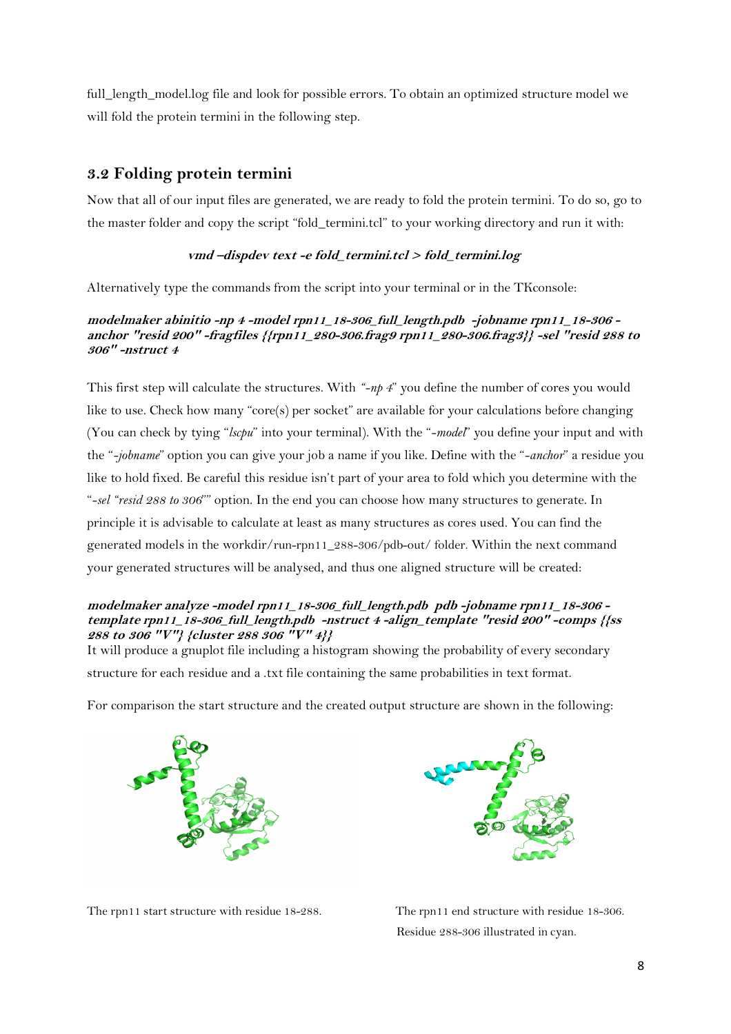full_length_model.log file and look for possible errors. To obtain an optimized structure model we will fold the protein termini in the following step.

## 3.2 Folding protein termini

Now that all of our input files are generated, we are ready to fold the protein termini. To do so, go to the master folder and copy the script "fold_termini.tcl" to your working directory and run it with:

***vmd –dispdev text -e fold_termini.tcl > fold_termini.log***

Alternatively type the commands from the script into your terminal or in the TKconsole:

***modelmaker abinitio -np 4 -model rpn11_18-306_full_length.pdb -jobname rpn11_18-306 -anchor "resid 200" -fragfiles {{rpn11_280-306.frag9 rpn11_280-306.frag3}} -sel "resid 288 to 306" -nstruct 4***

This first step will calculate the structures. With *"-np 4"* you define the number of cores you would like to use. Check how many "core(s) per socket" are available for your calculations before changing (You can check by tying "*lscpu*" into your terminal). With the "*-model*" you define your input and with the "*-jobname*" option you can give your job a name if you like. Define with the "*-anchor*" a residue you like to hold fixed. Be careful this residue isn't part of your area to fold which you determine with the "*-sel "resid 288 to 306*"" option. In the end you can choose how many structures to generate. In principle it is advisable to calculate at least as many structures as cores used. You can find the generated models in the workdir/run-rpn11_288-306/pdb-out/ folder. Within the next command your generated structures will be analysed, and thus one aligned structure will be created:

***modelmaker analyze -model rpn11_18-306_full_length.pdb pdb -jobname rpn11_18-306 -template rpn11_18-306_full_length.pdb -nstruct 4 -align_template "resid 200" -comps {{ss 288 to 306 "V"} {cluster 288 306 "V" 4}}***

It will produce a gnuplot file including a histogram showing the probability of every secondary structure for each residue and a .txt file containing the same probabilities in text format.

For comparison the start structure and the created output structure are shown in the following:

The rpn11 start structure with residue 18-288.

The rpn11 end structure with residue 18-306. Residue 288-306 illustrated in cyan.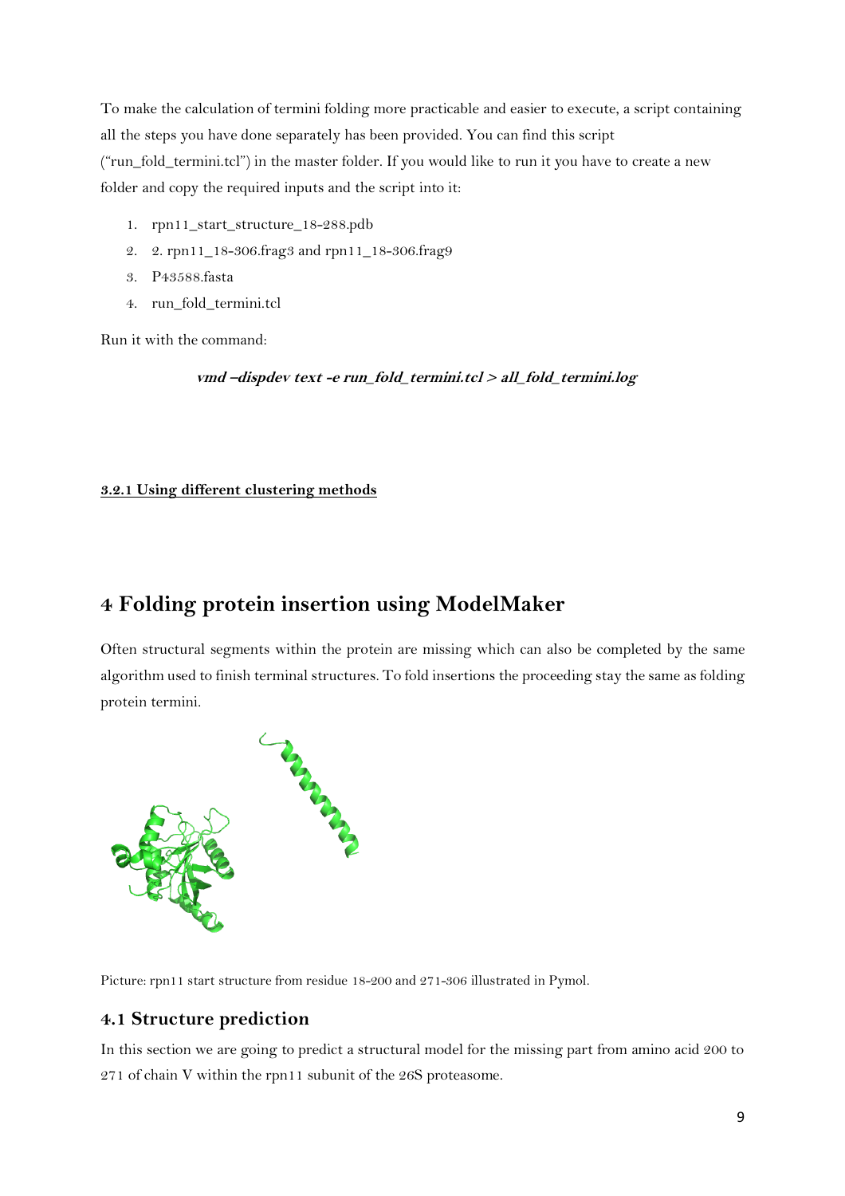To make the calculation of termini folding more practicable and easier to execute, a script containing all the steps you have done separately has been provided. You can find this script ("run_fold_termini.tcl") in the master folder. If you would like to run it you have to create a new folder and copy the required inputs and the script into it:

1. rpn11_start_structure_18-288.pdb
2. 2. rpn11_18-306.frag3 and rpn11_18-306.frag9
3. P43588.fasta
4. run_fold_termini.tcl

Run it with the command:

***vmd –dispdev text -e run_fold_termini.tcl > all_fold_termini.log***

#### 3.2.1 Using different clustering methods

# 4 Folding protein insertion using ModelMaker

Often structural segments within the protein are missing which can also be completed by the same algorithm used to finish terminal structures. To fold insertions the proceeding stay the same as folding protein termini.

Picture: rpn11 start structure from residue 18-200 and 271-306 illustrated in Pymol.

## 4.1 Structure prediction

In this section we are going to predict a structural model for the missing part from amino acid 200 to 271 of chain V within the rpn11 subunit of the 26S proteasome.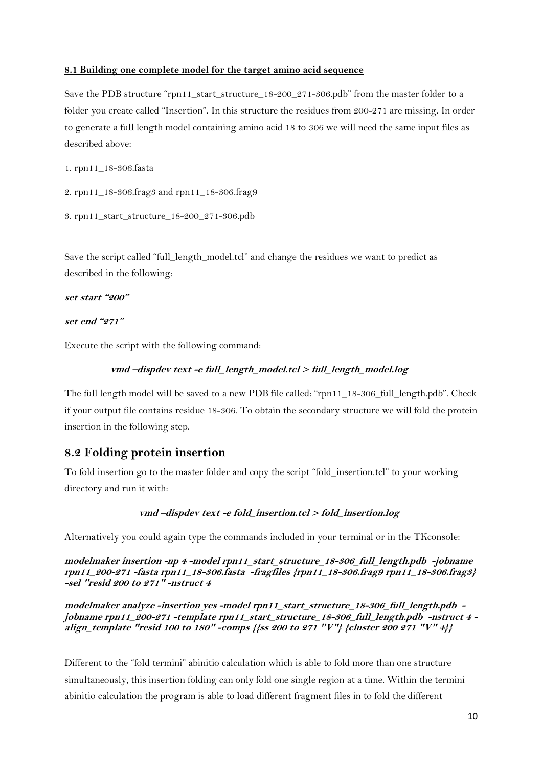**8.1 Building one complete model for the target amino acid sequence**

Save the PDB structure "rpn11_start_structure_18-200_271-306.pdb" from the master folder to a folder you create called "Insertion". In this structure the residues from 200-271 are missing. In order to generate a full length model containing amino acid 18 to 306 we will need the same input files as described above:

1. rpn11_18-306.fasta
2. rpn11_18-306.frag3 and rpn11_18-306.frag9
3. rpn11_start_structure_18-200_271-306.pdb

Save the script called "full_length_model.tcl" and change the residues we want to predict as described in the following:

***set start "200"***

***set end "271"***

Execute the script with the following command:

***vmd –dispdev text -e full_length_model.tcl > full_length_model.log***

The full length model will be saved to a new PDB file called: "rpn11_18-306_full_length.pdb". Check if your output file contains residue 18-306. To obtain the secondary structure we will fold the protein insertion in the following step.

## 8.2 Folding protein insertion

To fold insertion go to the master folder and copy the script "fold_insertion.tcl" to your working directory and run it with:

***vmd –dispdev text -e fold_insertion.tcl > fold_insertion.log***

Alternatively you could again type the commands included in your terminal or in the TKconsole:

***modelmaker insertion -np 4 -model rpn11_start_structure_18-306_full_length.pdb -jobname rpn11_200-271 -fasta rpn11_18-306.fasta -fragfiles {rpn11_18-306.frag9 rpn11_18-306.frag3} -sel "resid 200 to 271" -nstruct 4***

***modelmaker analyze -insertion yes -model rpn11_start_structure_18-306_full_length.pdb -jobname rpn11_200-271 -template rpn11_start_structure_18-306_full_length.pdb -nstruct 4 -align_template "resid 100 to 180" -comps {{ss 200 to 271 "V"} {cluster 200 271 "V" 4}}***

Different to the "fold termini" abinitio calculation which is able to fold more than one structure simultaneously, this insertion folding can only fold one single region at a time. Within the termini abinitio calculation the program is able to load different fragment files in to fold the different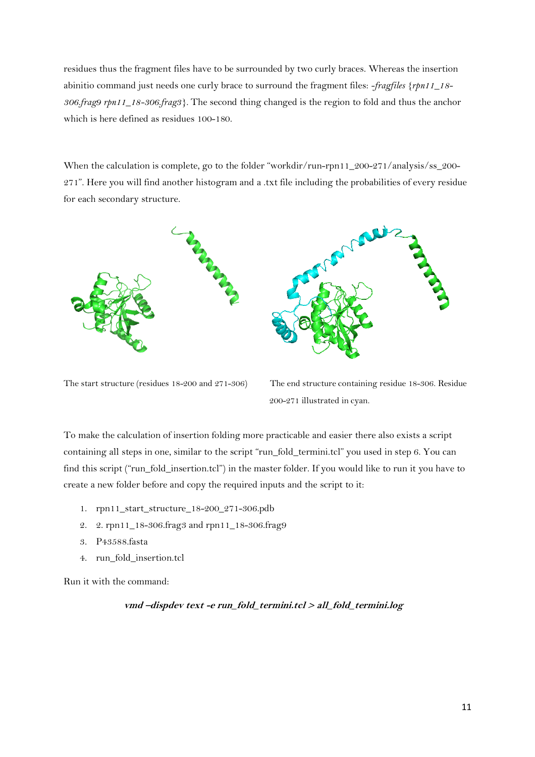residues thus the fragment files have to be surrounded by two curly braces. Whereas the insertion abinitio command just needs one curly brace to surround the fragment files: *-fragfiles {rpn11_18-306.frag9 rpn11_18-306.frag3}*. The second thing changed is the region to fold and thus the anchor which is here defined as residues 100-180.

When the calculation is complete, go to the folder "workdir/run-rpn11_200-271/analysis/ss_200-271". Here you will find another histogram and a .txt file including the probabilities of every residue for each secondary structure.

The start structure (residues 18-200 and 271-306)

The end structure containing residue 18-306. Residue 200-271 illustrated in cyan.

To make the calculation of insertion folding more practicable and easier there also exists a script containing all steps in one, similar to the script "run_fold_termini.tcl" you used in step 6. You can find this script ("run_fold_insertion.tcl") in the master folder. If you would like to run it you have to create a new folder before and copy the required inputs and the script to it:

1. rpn11_start_structure_18-200_271-306.pdb
2. 2. rpn11_18-306.frag3 and rpn11_18-306.frag9
3. P43588.fasta
4. run_fold_insertion.tcl

Run it with the command:

***vmd –dispdev text -e run_fold_termini.tcl > all_fold_termini.log***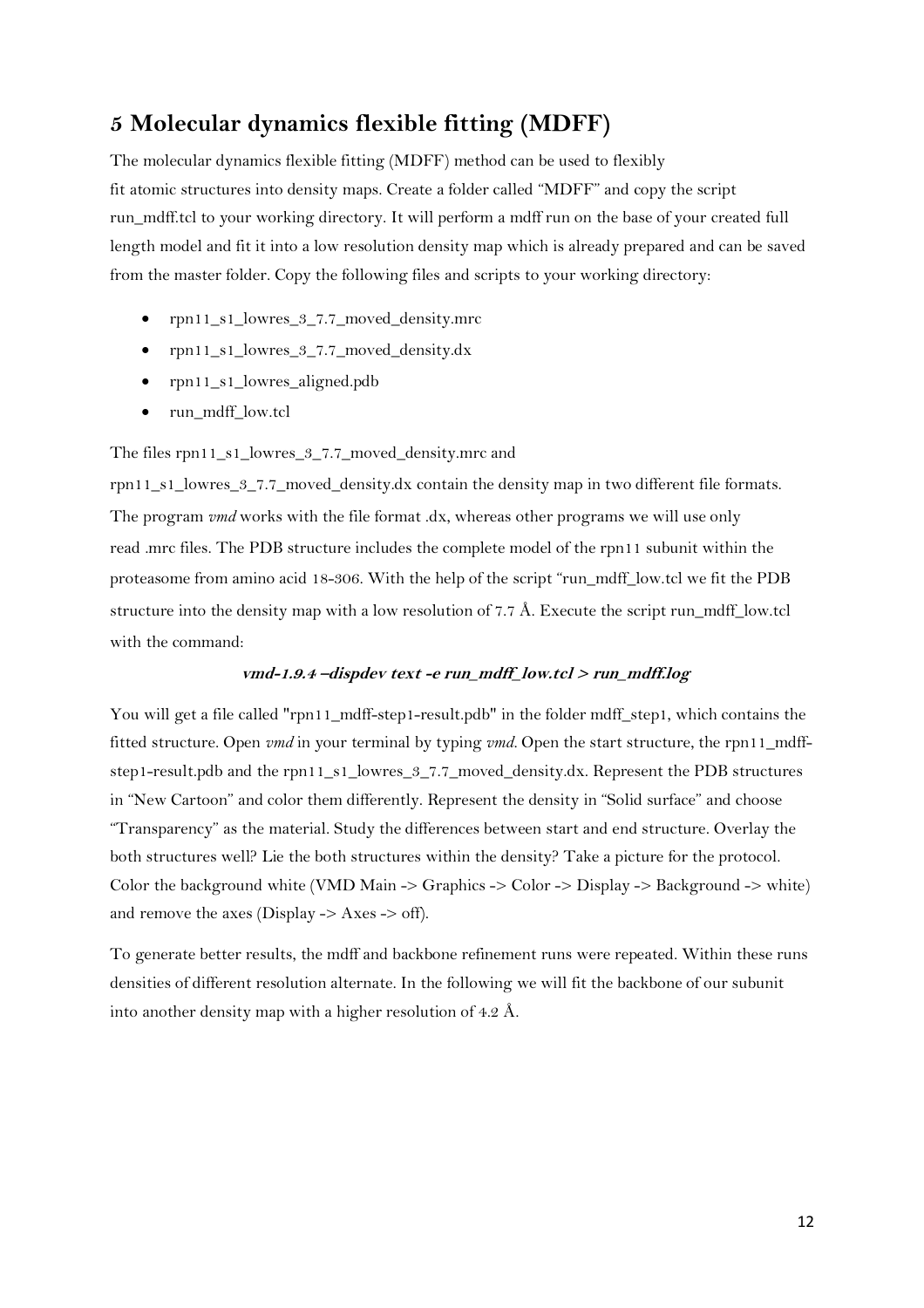# 5 Molecular dynamics flexible fitting (MDFF)

The molecular dynamics flexible fitting (MDFF) method can be used to flexibly fit atomic structures into density maps. Create a folder called "MDFF" and copy the script run_mdff.tcl to your working directory. It will perform a mdff run on the base of your created full length model and fit it into a low resolution density map which is already prepared and can be saved from the master folder. Copy the following files and scripts to your working directory:

- rpn11_s1_lowres_3_7.7_moved_density.mrc
- rpn11_s1_lowres_3_7.7_moved_density.dx
- rpn11_s1_lowres_aligned.pdb
- run_mdff_low.tcl

The files rpn11_s1_lowres_3_7.7_moved_density.mrc and rpn11_s1_lowres_3_7.7_moved_density.dx contain the density map in two different file formats. The program *vmd* works with the file format .dx, whereas other programs we will use only read .mrc files. The PDB structure includes the complete model of the rpn11 subunit within the proteasome from amino acid 18-306. With the help of the script "run_mdff_low.tcl we fit the PDB structure into the density map with a low resolution of 7.7 Å. Execute the script run_mdff_low.tcl with the command:

***vmd-1.9.4 –dispdev text -e run_mdff_low.tcl > run_mdff.log***

You will get a file called "rpn11_mdff-step1-result.pdb" in the folder mdff_step1, which contains the fitted structure. Open *vmd* in your terminal by typing *vmd*. Open the start structure, the rpn11_mdff-step1-result.pdb and the rpn11_s1_lowres_3_7.7_moved_density.dx. Represent the PDB structures in "New Cartoon" and color them differently. Represent the density in "Solid surface" and choose "Transparency" as the material. Study the differences between start and end structure. Overlay the both structures well? Lie the both structures within the density? Take a picture for the protocol. Color the background white (VMD Main -> Graphics -> Color -> Display -> Background -> white) and remove the axes (Display -> Axes -> off).

To generate better results, the mdff and backbone refinement runs were repeated. Within these runs densities of different resolution alternate. In the following we will fit the backbone of our subunit into another density map with a higher resolution of 4.2 Å.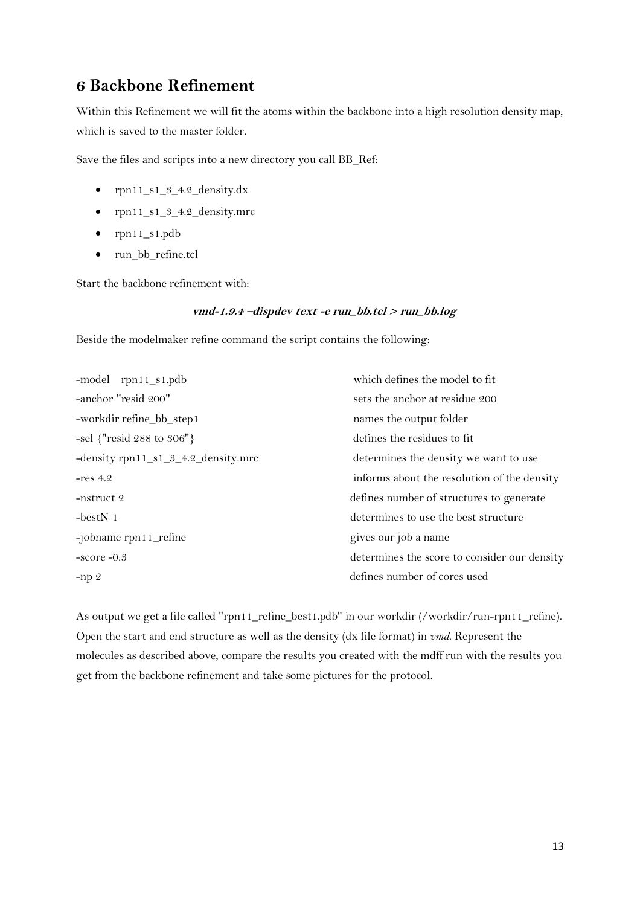## 6 Backbone Refinement

Within this Refinement we will fit the atoms within the backbone into a high resolution density map, which is saved to the master folder.

Save the files and scripts into a new directory you call BB_Ref:

- rpn11_s1_3_4.2_density.dx
- rpn11_s1_3_4.2_density.mrc
- rpn11_s1.pdb
- run_bb_refine.tcl

Start the backbone refinement with:

***vmd-1.9.4 –dispdev text -e run_bb.tcl > run_bb.log***

Beside the modelmaker refine command the script contains the following:

| | |
|---|---|
| -model rpn11_s1.pdb | which defines the model to fit |
| -anchor "resid 200" | sets the anchor at residue 200 |
| -workdir refine_bb_step1 | names the output folder |
| -sel {"resid 288 to 306"} | defines the residues to fit |
| -density rpn11_s1_3_4.2_density.mrc | determines the density we want to use |
| -res 4.2 | informs about the resolution of the density |
| -nstruct 2 | defines number of structures to generate |
| -bestN 1 | determines to use the best structure |
| -jobname rpn11_refine | gives our job a name |
| -score -0.3 | determines the score to consider our density |
| -np 2 | defines number of cores used |

As output we get a file called "rpn11_refine_best1.pdb" in our workdir (/workdir/run-rpn11_refine). Open the start and end structure as well as the density (dx file format) in *vmd*. Represent the molecules as described above, compare the results you created with the mdff run with the results you get from the backbone refinement and take some pictures for the protocol.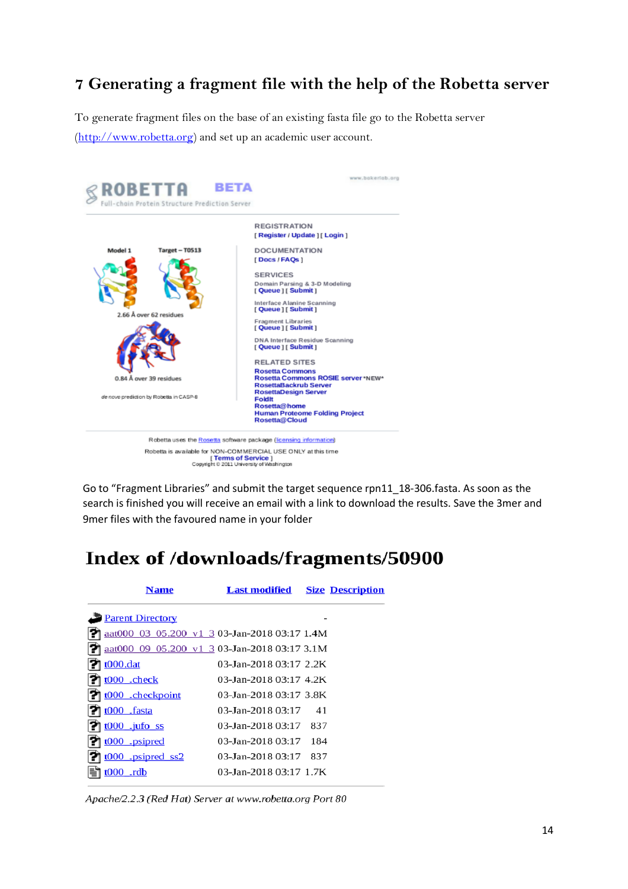## 7 Generating a fragment file with the help of the Robetta server

To generate fragment files on the base of an existing fasta file go to the Robetta server (http://www.robetta.org) and set up an academic user account.

Go to "Fragment Libraries" and submit the target sequence rpn11_18-306.fasta. As soon as the search is finished you will receive an email with a link to download the results. Save the 3mer and 9mer files with the favoured name in your folder

# Index of /downloads/fragments/50900

| Name | Last modified | Size | Description |
|---|---|---|---|
| Parent Directory | | - | |
| aat000_03_05.200_v1_3 | 03-Jan-2018 03:17 | 1.4M | |
| aat000_09_05.200_v1_3 | 03-Jan-2018 03:17 | 3.1M | |
| t000.dat | 03-Jan-2018 03:17 | 2.2K | |
| t000_.check | 03-Jan-2018 03:17 | 4.2K | |
| t000_.checkpoint | 03-Jan-2018 03:17 | 3.8K | |
| t000_.fasta | 03-Jan-2018 03:17 | 41 | |
| t000_.jufo_ss | 03-Jan-2018 03:17 | 837 | |
| t000_.psipred | 03-Jan-2018 03:17 | 184 | |
| t000_.psipred_ss2 | 03-Jan-2018 03:17 | 837 | |
| t000_.rdb | 03-Jan-2018 03:17 | 1.7K | |

*Apache/2.2.3 (Red Hat) Server at www.robetta.org Port 80*